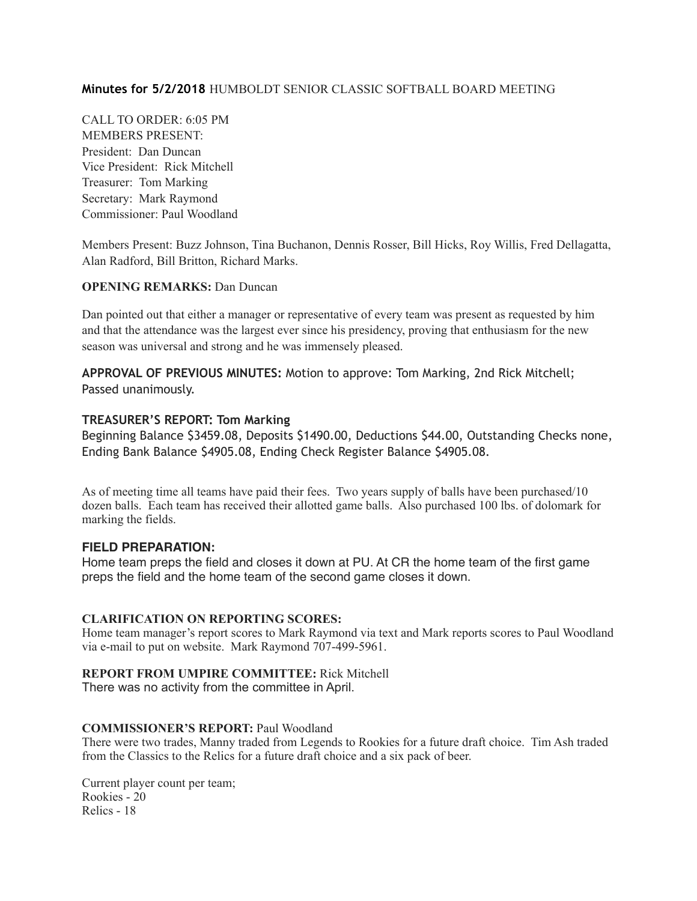**Minutes for 5/2/2018** HUMBOLDT SENIOR CLASSIC SOFTBALL BOARD MEETING

CALL TO ORDER: 6:05 PM
MEMBERS PRESENT:
President: Dan Duncan
Vice President: Rick Mitchell
Treasurer: Tom Marking
Secretary: Mark Raymond
Commissioner: Paul Woodland

Members Present: Buzz Johnson, Tina Buchanon, Dennis Rosser, Bill Hicks, Roy Willis, Fred Dellagatta, Alan Radford, Bill Britton, Richard Marks.

**OPENING REMARKS:** Dan Duncan

Dan pointed out that either a manager or representative of every team was present as requested by him and that the attendance was the largest ever since his presidency, proving that enthusiasm for the new season was universal and strong and he was immensely pleased.

**APPROVAL OF PREVIOUS MINUTES:** Motion to approve: Tom Marking, 2nd Rick Mitchell; Passed unanimously.

**TREASURER'S REPORT: Tom Marking**
Beginning Balance $3459.08, Deposits $1490.00, Deductions $44.00, Outstanding Checks none, Ending Bank Balance $4905.08, Ending Check Register Balance $4905.08.

As of meeting time all teams have paid their fees. Two years supply of balls have been purchased/10 dozen balls. Each team has received their allotted game balls. Also purchased 100 lbs. of dolomark for marking the fields.

**FIELD PREPARATION:**
Home team preps the field and closes it down at PU. At CR the home team of the first game preps the field and the home team of the second game closes it down.

**CLARIFICATION ON REPORTING SCORES:**
Home team manager's report scores to Mark Raymond via text and Mark reports scores to Paul Woodland via e-mail to put on website. Mark Raymond 707-499-5961.

**REPORT FROM UMPIRE COMMITTEE:** Rick Mitchell
There was no activity from the committee in April.

**COMMISSIONER'S REPORT:** Paul Woodland
There were two trades, Manny traded from Legends to Rookies for a future draft choice. Tim Ash traded from the Classics to the Relics for a future draft choice and a six pack of beer.

Current player count per team;
Rookies - 20
Relics - 18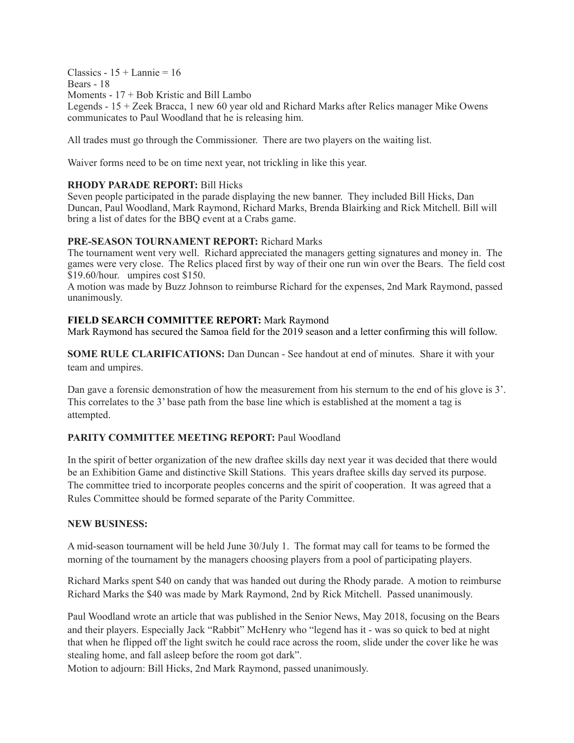Classics - 15 + Lannie = 16
Bears - 18
Moments - 17 + Bob Kristic and Bill Lambo
Legends - 15 + Zeek Bracca, 1 new 60 year old and Richard Marks after Relics manager Mike Owens communicates to Paul Woodland that he is releasing him.

All trades must go through the Commissioner. There are two players on the waiting list.

Waiver forms need to be on time next year, not trickling in like this year.

**RHODY PARADE REPORT:** Bill Hicks
Seven people participated in the parade displaying the new banner. They included Bill Hicks, Dan Duncan, Paul Woodland, Mark Raymond, Richard Marks, Brenda Blairking and Rick Mitchell. Bill will bring a list of dates for the BBQ event at a Crabs game.

**PRE-SEASON TOURNAMENT REPORT:** Richard Marks
The tournament went very well. Richard appreciated the managers getting signatures and money in. The games were very close. The Relics placed first by way of their one run win over the Bears. The field cost $19.60/hour. umpires cost $150.
A motion was made by Buzz Johnson to reimburse Richard for the expenses, 2nd Mark Raymond, passed unanimously.

**FIELD SEARCH COMMITTEE REPORT:** Mark Raymond
Mark Raymond has secured the Samoa field for the 2019 season and a letter confirming this will follow.

**SOME RULE CLARIFICATIONS:** Dan Duncan - See handout at end of minutes. Share it with your team and umpires.

Dan gave a forensic demonstration of how the measurement from his sternum to the end of his glove is 3'. This correlates to the 3' base path from the base line which is established at the moment a tag is attempted.

**PARITY COMMITTEE MEETING REPORT:** Paul Woodland

In the spirit of better organization of the new draftee skills day next year it was decided that there would be an Exhibition Game and distinctive Skill Stations. This years draftee skills day served its purpose. The committee tried to incorporate peoples concerns and the spirit of cooperation. It was agreed that a Rules Committee should be formed separate of the Parity Committee.

**NEW BUSINESS:**

A mid-season tournament will be held June 30/July 1. The format may call for teams to be formed the morning of the tournament by the managers choosing players from a pool of participating players.

Richard Marks spent $40 on candy that was handed out during the Rhody parade. A motion to reimburse Richard Marks the $40 was made by Mark Raymond, 2nd by Rick Mitchell. Passed unanimously.

Paul Woodland wrote an article that was published in the Senior News, May 2018, focusing on the Bears and their players. Especially Jack "Rabbit" McHenry who "legend has it - was so quick to bed at night that when he flipped off the light switch he could race across the room, slide under the cover like he was stealing home, and fall asleep before the room got dark".
Motion to adjourn: Bill Hicks, 2nd Mark Raymond, passed unanimously.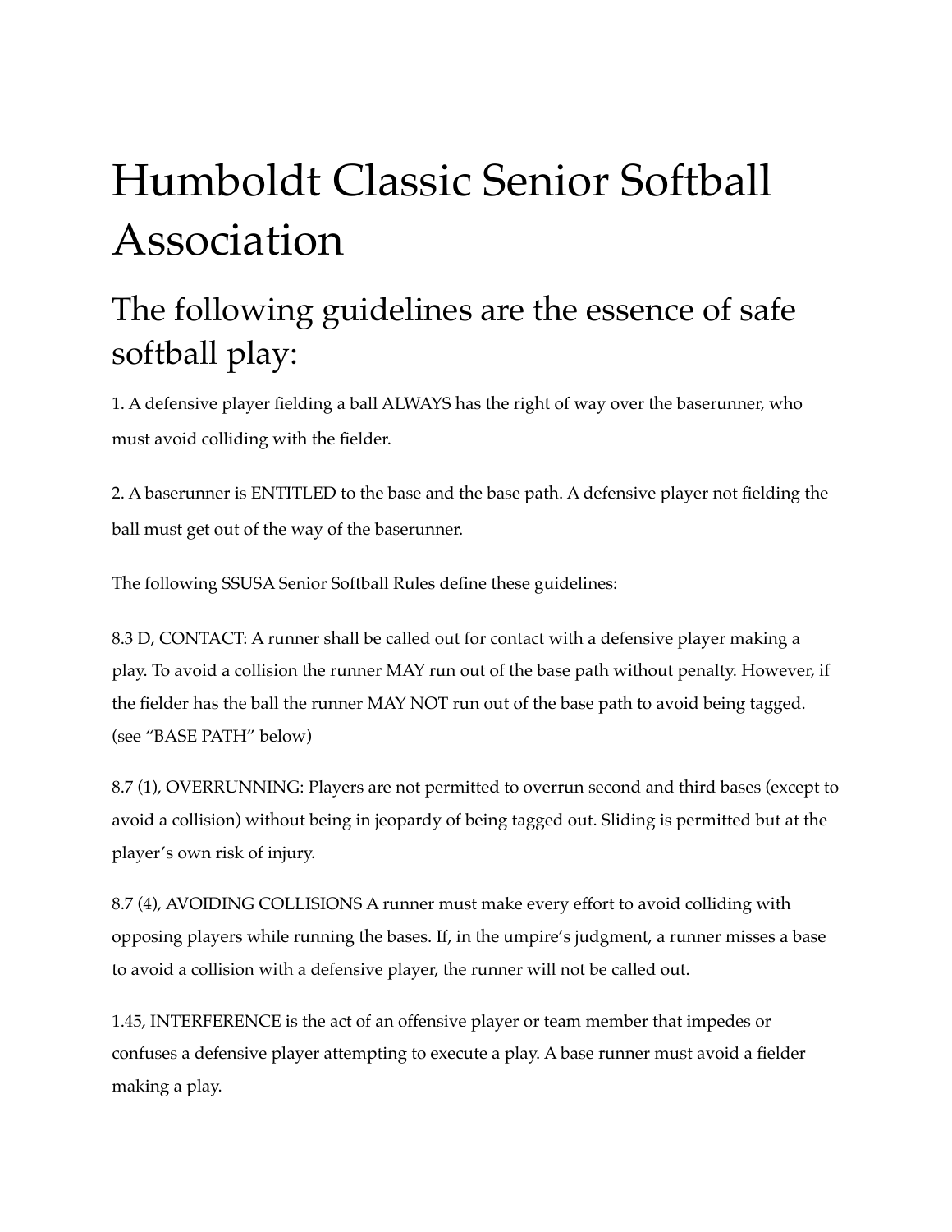# Humboldt Classic Senior Softball Association

## The following guidelines are the essence of safe softball play:

1. A defensive player fielding a ball ALWAYS has the right of way over the baserunner, who must avoid colliding with the fielder.

2. A baserunner is ENTITLED to the base and the base path. A defensive player not fielding the ball must get out of the way of the baserunner.

The following SSUSA Senior Softball Rules define these guidelines:

8.3 D, CONTACT: A runner shall be called out for contact with a defensive player making a play. To avoid a collision the runner MAY run out of the base path without penalty. However, if the fielder has the ball the runner MAY NOT run out of the base path to avoid being tagged. (see "BASE PATH" below)

8.7 (1), OVERRUNNING: Players are not permitted to overrun second and third bases (except to avoid a collision) without being in jeopardy of being tagged out. Sliding is permitted but at the player's own risk of injury.

8.7 (4), AVOIDING COLLISIONS A runner must make every effort to avoid colliding with opposing players while running the bases. If, in the umpire's judgment, a runner misses a base to avoid a collision with a defensive player, the runner will not be called out.

1.45, INTERFERENCE is the act of an offensive player or team member that impedes or confuses a defensive player attempting to execute a play. A base runner must avoid a fielder making a play.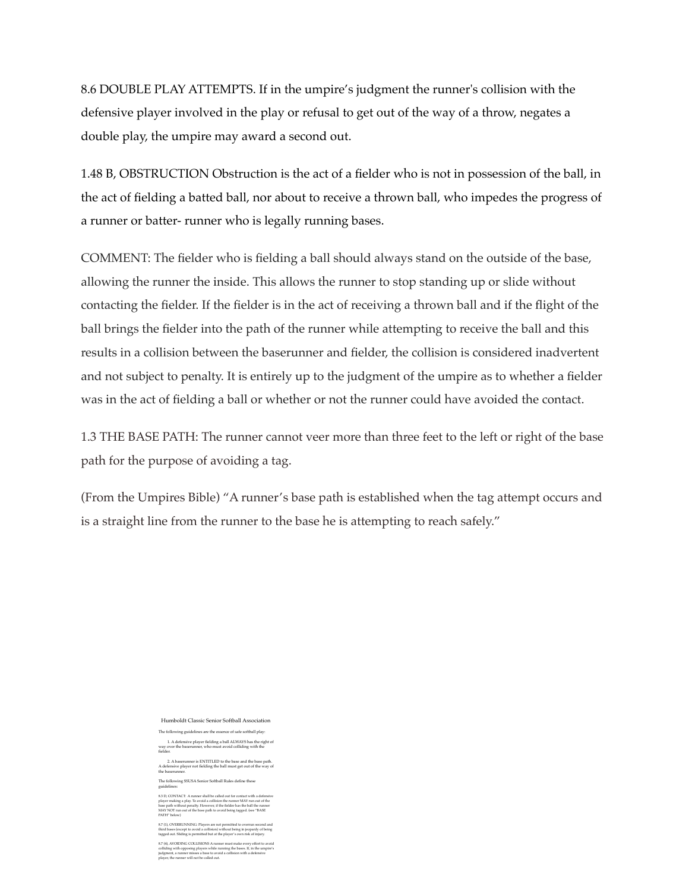8.6 DOUBLE PLAY ATTEMPTS. If in the umpire's judgment the runner's collision with the defensive player involved in the play or refusal to get out of the way of a throw, negates a double play, the umpire may award a second out.

1.48 B, OBSTRUCTION Obstruction is the act of a fielder who is not in possession of the ball, in the act of fielding a batted ball, nor about to receive a thrown ball, who impedes the progress of a runner or batter- runner who is legally running bases.

COMMENT: The fielder who is fielding a ball should always stand on the outside of the base, allowing the runner the inside. This allows the runner to stop standing up or slide without contacting the fielder. If the fielder is in the act of receiving a thrown ball and if the flight of the ball brings the fielder into the path of the runner while attempting to receive the ball and this results in a collision between the baserunner and fielder, the collision is considered inadvertent and not subject to penalty. It is entirely up to the judgment of the umpire as to whether a fielder was in the act of fielding a ball or whether or not the runner could have avoided the contact.

1.3 THE BASE PATH: The runner cannot veer more than three feet to the left or right of the base path for the purpose of avoiding a tag.

(From the Umpires Bible) "A runner's base path is established when the tag attempt occurs and is a straight line from the runner to the base he is attempting to reach safely."

Humboldt Classic Senior Softball Association

The following guidelines are the essence of safe softball play:

1. A defensive player fielding a ball ALWAYS has the right of way over the baserunner, who must avoid colliding with the fielder.

2. A baserunner is ENTITLED to the base and the base path. A defensive player not fielding the ball must get out of the way of the baserunner.

The following SSUSA Senior Softball Rules define these guidelines:

8.3 D, CONTACT: A runner shall be called out for contact with a defensive player making a play. To avoid a collision the runner MAY run out of the base path without penalty. However, if the fielder has the ball the runner MAY NOT run out of the base path to avoid being tagged. (see "BASE PATH" below)

8.7 (1), OVERRUNNING: Players are not permitted to overrun second and third bases (except to avoid a collision) without being in jeopardy of being tagged out. Sliding is permitted but at the player's own risk of injury.

8.7 (4), AVOIDING COLLISIONS A runner must make every effort to avoid colliding with opposing players while running the bases. If, in the umpire's judgment, a runner misses a base to avoid a collision with a defensive player, the runner will not be called out.